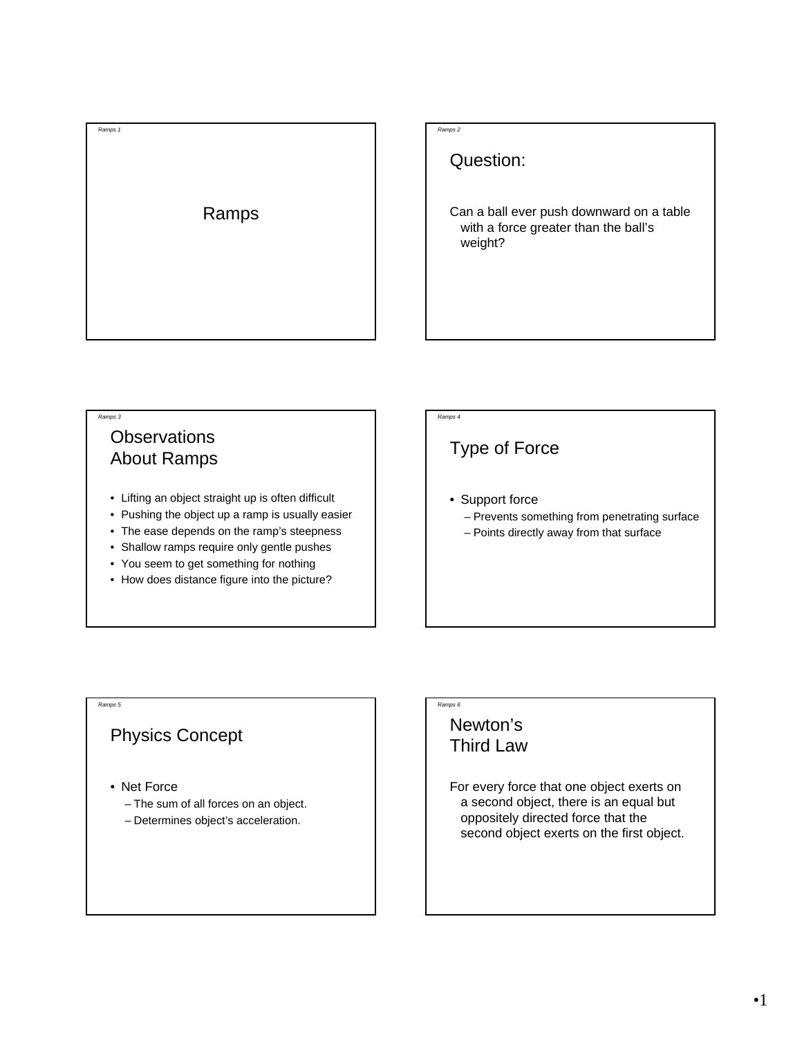# Ramps

## Question:

Can a ball ever push downward on a table with a force greater than the ball's weight?

## Observations About Ramps

- Lifting an object straight up is often difficult
- Pushing the object up a ramp is usually easier
- The ease depends on the ramp's steepness
- Shallow ramps require only gentle pushes
- You seem to get something for nothing
- How does distance figure into the picture?

## Type of Force

- Support force
  - Prevents something from penetrating surface
  - Points directly away from that surface

## Physics Concept

- Net Force
  - The sum of all forces on an object.
  - Determines object's acceleration.

## Newton's Third Law

For every force that one object exerts on a second object, there is an equal but oppositely directed force that the second object exerts on the first object.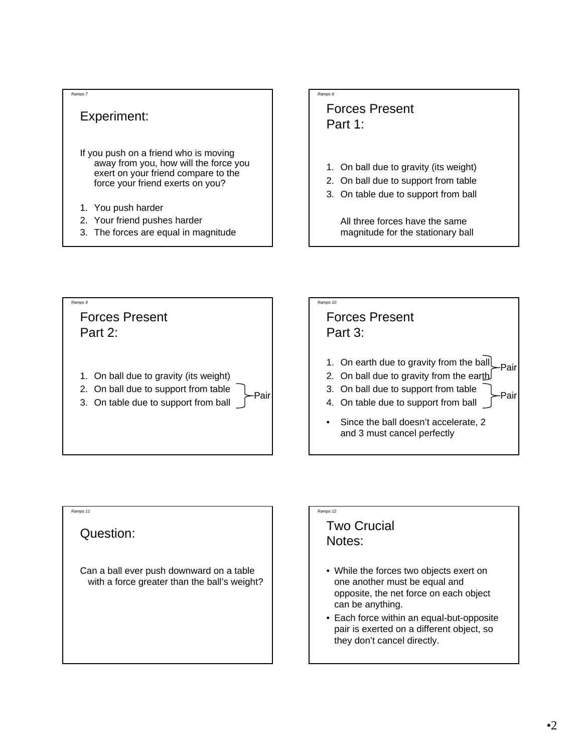## Experiment:

If you push on a friend who is moving away from you, how will the force you exert on your friend compare to the force your friend exerts on you?

1. You push harder
2. Your friend pushes harder
3. The forces are equal in magnitude

## Forces Present Part 1:

1. On ball due to gravity (its weight)
2. On ball due to support from table
3. On table due to support from ball

All three forces have the same magnitude for the stationary ball

## Forces Present Part 2:

1. On ball due to gravity (its weight)
2. On ball due to support from table
3. On table due to support from ball

(2 and 3: Pair)

## Forces Present Part 3:

1. On earth due to gravity from the ball
2. On ball due to gravity from the earth
3. On ball due to support from table
4. On table due to support from ball

(1 and 2: Pair; 3 and 4: Pair)

- Since the ball doesn't accelerate, 2 and 3 must cancel perfectly

## Question:

Can a ball ever push downward on a table with a force greater than the ball's weight?

## Two Crucial Notes:

- While the forces two objects exert on one another must be equal and opposite, the net force on each object can be anything.
- Each force within an equal-but-opposite pair is exerted on a different object, so they don't cancel directly.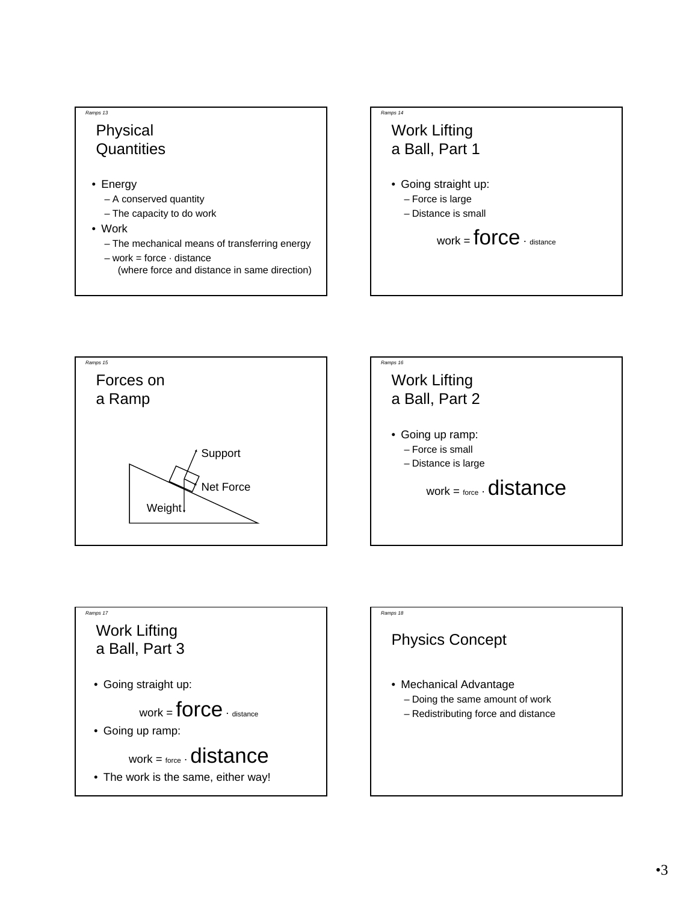## Physical Quantities

- Energy
  - A conserved quantity
  - The capacity to do work
- Work
  - The mechanical means of transferring energy
  - work = force · distance
    (where force and distance in same direction)

## Work Lifting a Ball, Part 1

- Going straight up:
  - Force is large
  - Distance is small

work = **force** · distance

## Forces on a Ramp

Support

Net Force

Weight

## Work Lifting a Ball, Part 2

- Going up ramp:
  - Force is small
  - Distance is large

work = force · **distance**

## Work Lifting a Ball, Part 3

- Going straight up:

work = **force** · distance

- Going up ramp:

work = force · **distance**

- The work is the same, either way!

## Physics Concept

- Mechanical Advantage
  - Doing the same amount of work
  - Redistributing force and distance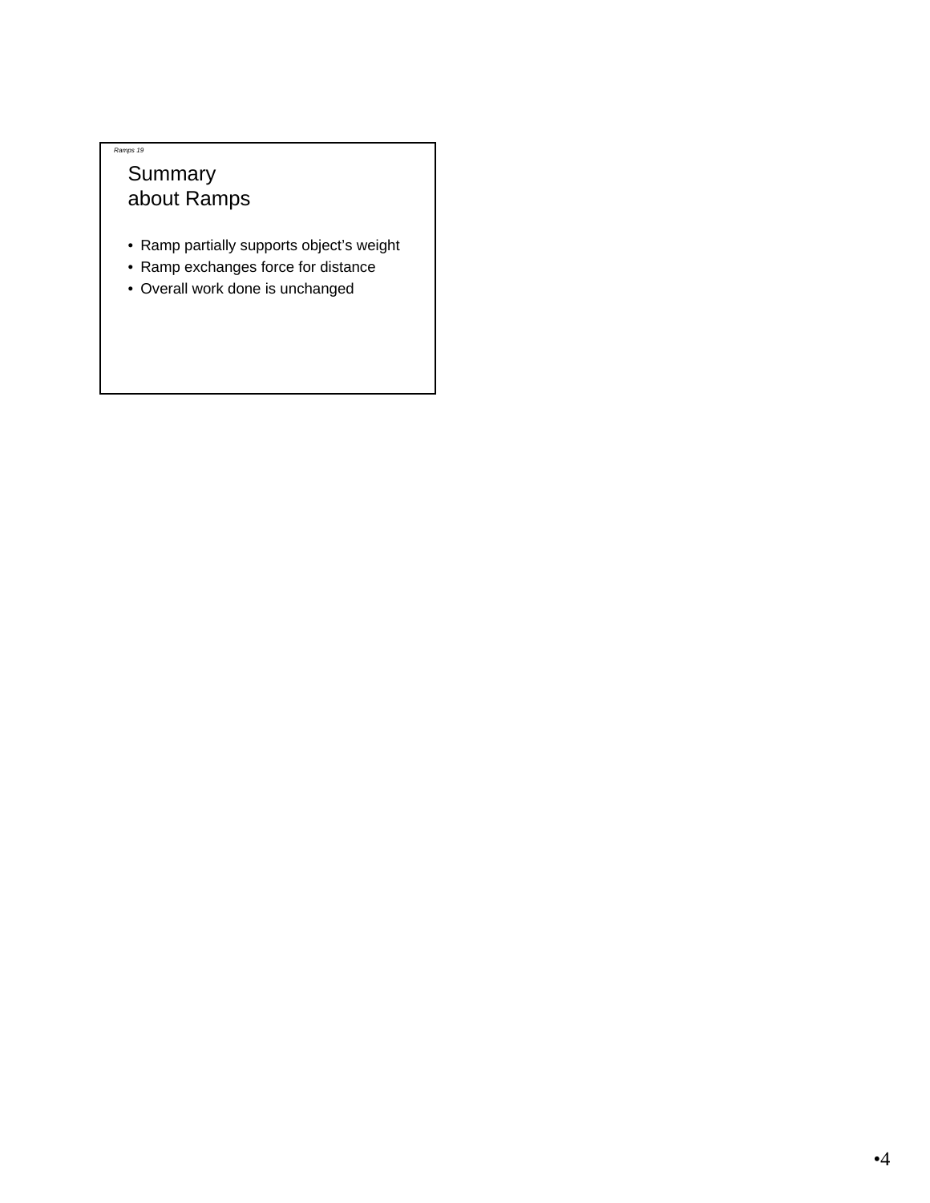*Ramps 19*

## Summary about Ramps

- Ramp partially supports object's weight
- Ramp exchanges force for distance
- Overall work done is unchanged